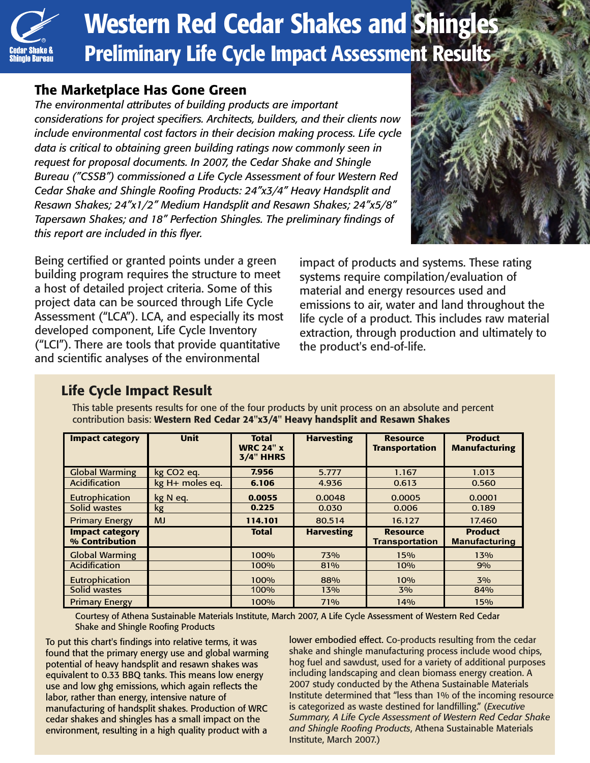Cedar Shake & Shingle Bureau

# Western Red Cedar Shakes and Shingles

## Preliminary Life Cycle Impact Assessment Results

### The Marketplace Has Gone Green

*The environmental attributes of building products are important considerations for project specifiers. Architects, builders, and their clients now include environmental cost factors in their decision making process. Life cycle data is critical to obtaining green building ratings now commonly seen in request for proposal documents. In 2007, the Cedar Shake and Shingle Bureau ("CSSB") commissioned a Life Cycle Assessment of four Western Red Cedar Shake and Shingle Roofing Products: 24"x3/4" Heavy Handsplit and Resawn Shakes; 24"x1/2" Medium Handsplit and Resawn Shakes; 24"x5/8" Tapersawn Shakes; and 18" Perfection Shingles. The preliminary findings of this report are included in this flyer.*

Being certified or granted points under a green building program requires the structure to meet a host of detailed project criteria. Some of this project data can be sourced through Life Cycle Assessment ("LCA"). LCA, and especially its most developed component, Life Cycle Inventory ("LCI"). There are tools that provide quantitative and scientific analyses of the environmental impact of products and systems. These rating systems require compilation/evaluation of material and energy resources used and emissions to air, water and land throughout the life cycle of a product. This includes raw material extraction, through production and ultimately to the product's end-of-life.

### Life Cycle Impact Result

This table presents results for one of the four products by unit process on an absolute and percent contribution basis: **Western Red Cedar 24"x3/4" Heavy handsplit and Resawn Shakes**

| Impact category | Unit | Total WRC 24" x 3/4" HHRS | Harvesting | Resource Transportation | Product Manufacturing |
|---|---|---|---|---|---|
| Global Warming | kg $CO_2$ eq. | **7.956** | 5.777 | 1.167 | 1.013 |
| Acidification | kg H+ moles eq. | **6.106** | 4.936 | 0.613 | 0.560 |
| Eutrophication | kg N eq. | **0.0055** | 0.0048 | 0.0005 | 0.0001 |
| Solid wastes | kg | **0.225** | 0.030 | 0.006 | 0.189 |
| Primary Energy | MJ | **114.101** | 80.514 | 16.127 | 17.460 |
| **Impact category % Contribution** | | **Total** | **Harvesting** | **Resource Transportation** | **Product Manufacturing** |
| Global Warming | | 100% | 73% | 15% | 13% |
| Acidification | | 100% | 81% | 10% | 9% |
| Eutrophication | | 100% | 88% | 10% | 3% |
| Solid wastes | | 100% | 13% | 3% | 84% |
| Primary Energy | | 100% | 71% | 14% | 15% |

Courtesy of Athena Sustainable Materials Institute, March 2007, A Life Cycle Assessment of Western Red Cedar Shake and Shingle Roofing Products

To put this chart's findings into relative terms, it was found that the primary energy use and global warming potential of heavy handsplit and resawn shakes was equivalent to 0.33 BBQ tanks. This means low energy use and low ghg emissions, which again reflects the labor, rather than energy, intensive nature of manufacturing of handsplit shakes. Production of WRC cedar shakes and shingles has a small impact on the environment, resulting in a high quality product with a lower embodied effect. Co-products resulting from the cedar shake and shingle manufacturing process include wood chips, hog fuel and sawdust, used for a variety of additional purposes including landscaping and clean biomass energy creation. A 2007 study conducted by the Athena Sustainable Materials Institute determined that "less than 1% of the incoming resource is categorized as waste destined for landfilling." (*Executive Summary, A Life Cycle Assessment of Western Red Cedar Shake and Shingle Roofing Products*, Athena Sustainable Materials Institute, March 2007.)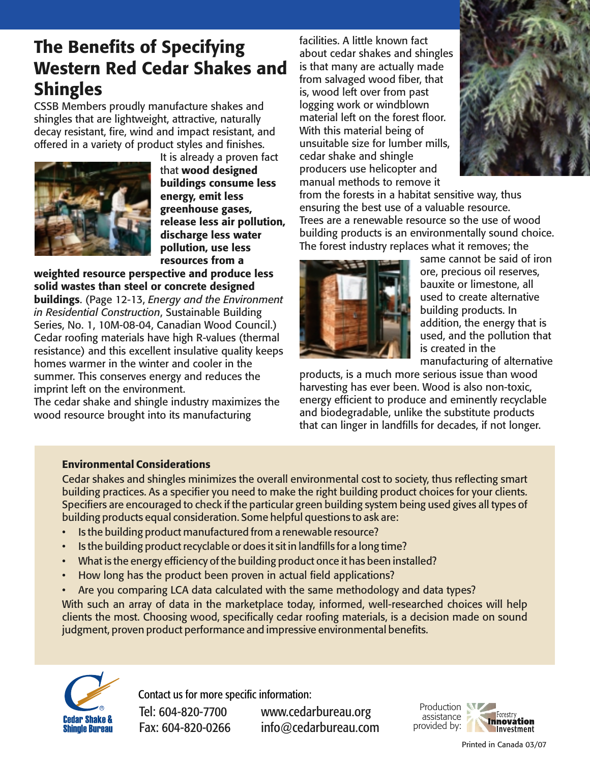# The Benefits of Specifying Western Red Cedar Shakes and Shingles

CSSB Members proudly manufacture shakes and shingles that are lightweight, attractive, naturally decay resistant, fire, wind and impact resistant, and offered in a variety of product styles and finishes. It is already a proven fact that **wood designed buildings consume less energy, emit less greenhouse gases, release less air pollution, discharge less water pollution, use less resources from a weighted resource perspective and produce less solid wastes than steel or concrete designed buildings**. (Page 12-13, *Energy and the Environment in Residential Construction*, Sustainable Building Series, No. 1, 10M-08-04, Canadian Wood Council.) Cedar roofing materials have high R-values (thermal resistance) and this excellent insulative quality keeps homes warmer in the winter and cooler in the summer. This conserves energy and reduces the imprint left on the environment.

The cedar shake and shingle industry maximizes the wood resource brought into its manufacturing facilities. A little known fact about cedar shakes and shingles is that many are actually made from salvaged wood fiber, that is, wood left over from past logging work or windblown material left on the forest floor. With this material being of unsuitable size for lumber mills, cedar shake and shingle producers use helicopter and manual methods to remove it from the forests in a habitat sensitive way, thus ensuring the best use of a valuable resource. Trees are a renewable resource so the use of wood building products is an environmentally sound choice. The forest industry replaces what it removes; the same cannot be said of iron ore, precious oil reserves, bauxite or limestone, all used to create alternative building products. In addition, the energy that is used, and the pollution that is created in the manufacturing of alternative products, is a much more serious issue than wood harvesting has ever been. Wood is also non-toxic, energy efficient to produce and eminently recyclable and biodegradable, unlike the substitute products that can linger in landfills for decades, if not longer.

### Environmental Considerations

Cedar shakes and shingles minimizes the overall environmental cost to society, thus reflecting smart building practices. As a specifier you need to make the right building product choices for your clients. Specifiers are encouraged to check if the particular green building system being used gives all types of building products equal consideration. Some helpful questions to ask are:

- Is the building product manufactured from a renewable resource?
- Is the building product recyclable or does it sit in landfills for a long time?
- What is the energy efficiency of the building product once it has been installed?
- How long has the product been proven in actual field applications?
- Are you comparing LCA data calculated with the same methodology and data types?

With such an array of data in the marketplace today, informed, well-researched choices will help clients the most. Choosing wood, specifically cedar roofing materials, is a decision made on sound judgment, proven product performance and impressive environmental benefits.

Cedar Shake & Shingle Bureau

Contact us for more specific information:

Tel: 604-820-7700
Fax: 604-820-0266

www.cedarbureau.org
info@cedarbureau.com

Production assistance provided by: Forestry Innovation Investment

Printed in Canada 03/07